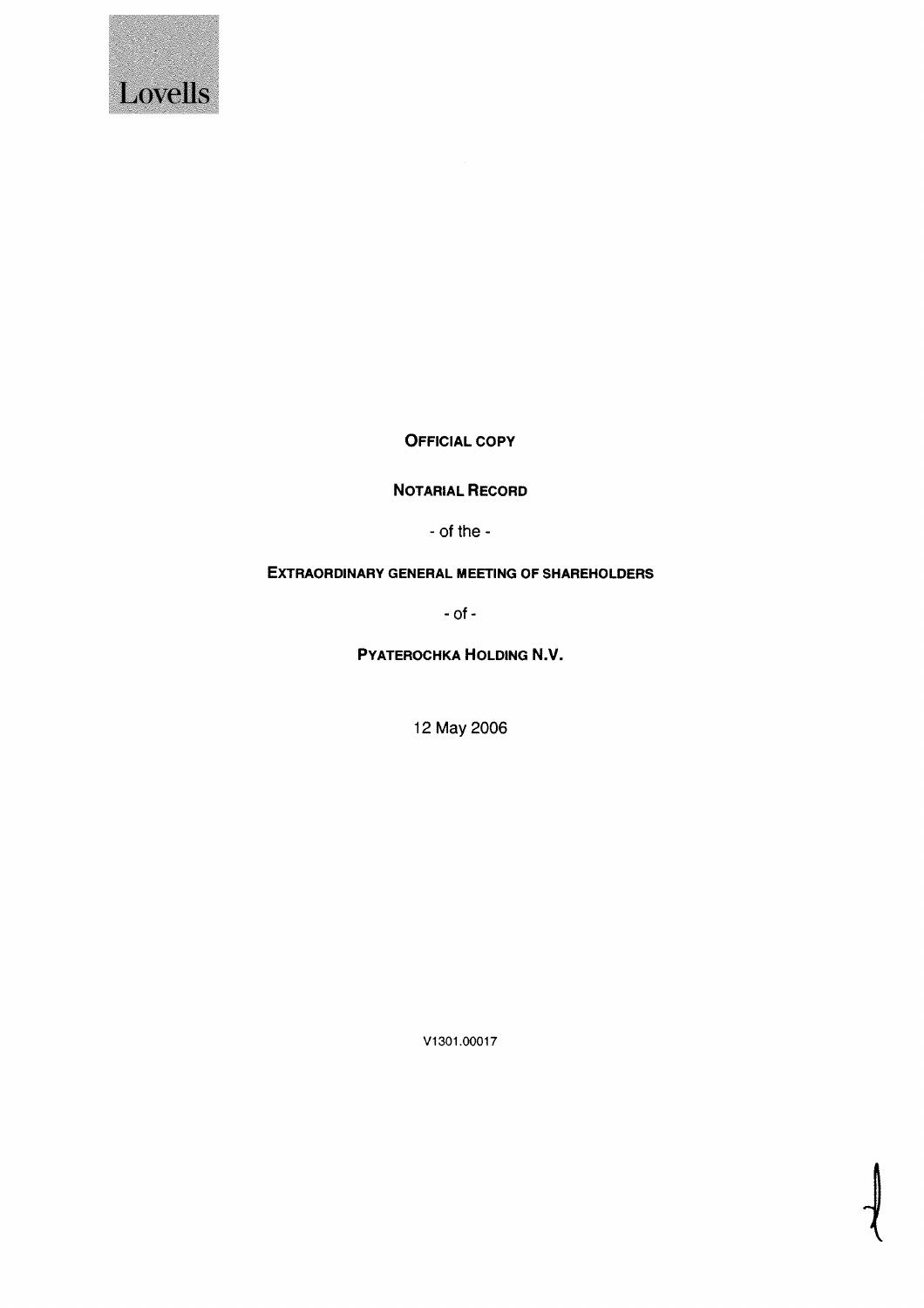Lovells

**OFFICIAL COPY**

**NOTARIAL RECORD**

- of the -

**EXTRAORDINARY GENERAL MEETING OF SHAREHOLDERS**

- of -

**PYATEROCHKA HOLDING N.V.**

12 May 2006

V1301.00017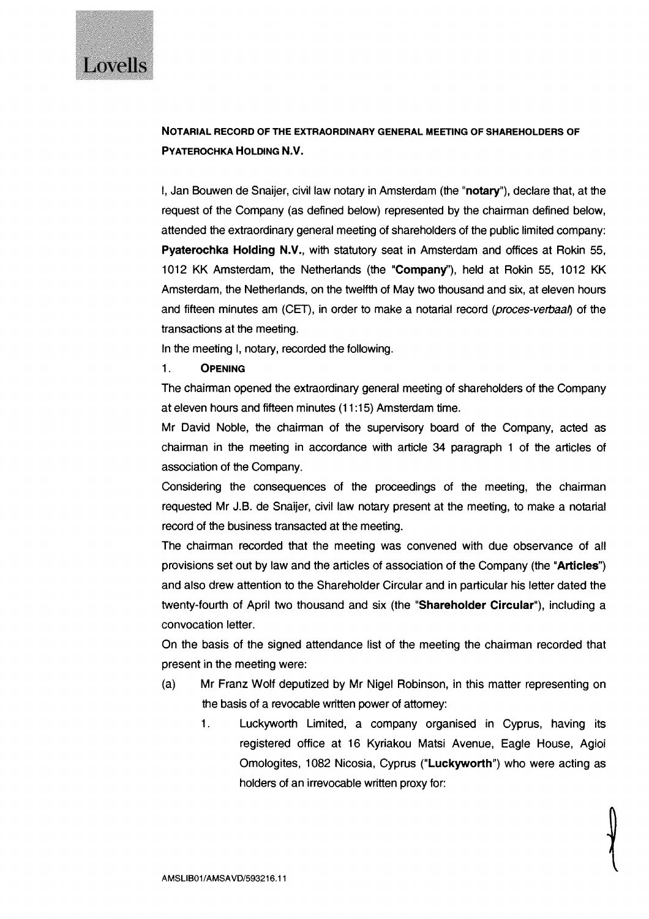**NOTARIAL RECORD OF THE EXTRAORDINARY GENERAL MEETING OF SHAREHOLDERS OF PYATEROCHKA HOLDING N.V.**

I, Jan Bouwen de Snaijer, civil law notary in Amsterdam (the "**notary**"), declare that, at the request of the Company (as defined below) represented by the chairman defined below, attended the extraordinary general meeting of shareholders of the public limited company: **Pyaterochka Holding N.V.**, with statutory seat in Amsterdam and offices at Rokin 55, 1012 KK Amsterdam, the Netherlands (the "**Company**"), held at Rokin 55, 1012 KK Amsterdam, the Netherlands, on the twelfth of May two thousand and six, at eleven hours and fifteen minutes am (CET), in order to make a notarial record (*proces-verbaal*) of the transactions at the meeting.

In the meeting I, notary, recorded the following.

1. **OPENING**

The chairman opened the extraordinary general meeting of shareholders of the Company at eleven hours and fifteen minutes (11:15) Amsterdam time.

Mr David Noble, the chairman of the supervisory board of the Company, acted as chairman in the meeting in accordance with article 34 paragraph 1 of the articles of association of the Company.

Considering the consequences of the proceedings of the meeting, the chairman requested Mr J.B. de Snaijer, civil law notary present at the meeting, to make a notarial record of the business transacted at the meeting.

The chairman recorded that the meeting was convened with due observance of all provisions set out by law and the articles of association of the Company (the "**Articles**") and also drew attention to the Shareholder Circular and in particular his letter dated the twenty-fourth of April two thousand and six (the "**Shareholder Circular**"), including a convocation letter.

On the basis of the signed attendance list of the meeting the chairman recorded that present in the meeting were:

(a) Mr Franz Wolf deputized by Mr Nigel Robinson, in this matter representing on the basis of a revocable written power of attorney:

   1. Luckyworth Limited, a company organised in Cyprus, having its registered office at 16 Kyriakou Matsi Avenue, Eagle House, Agioi Omologites, 1082 Nicosia, Cyprus ("**Luckyworth**") who were acting as holders of an irrevocable written proxy for: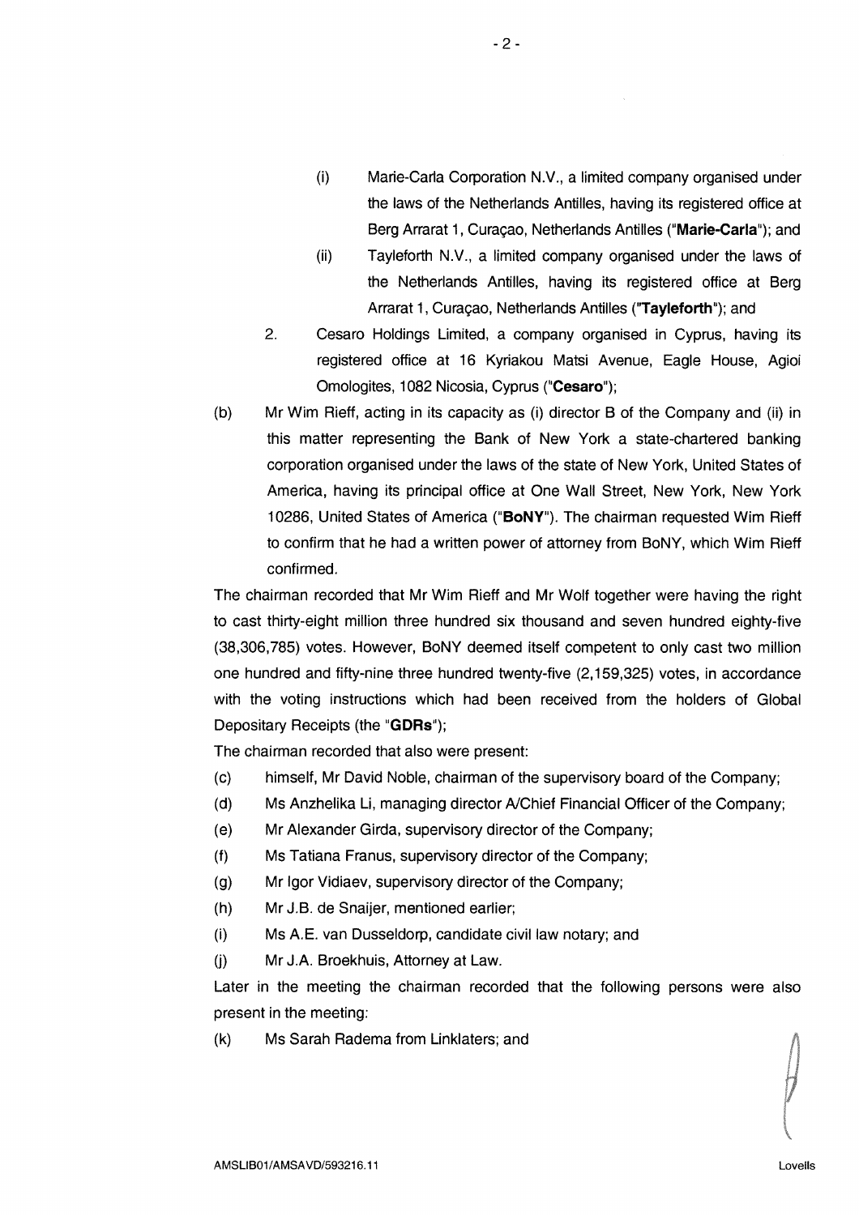(i) Marie-Carla Corporation N.V., a limited company organised under the laws of the Netherlands Antilles, having its registered office at Berg Arrarat 1, Curaçao, Netherlands Antilles ("**Marie-Carla**"); and

(ii) Tayleforth N.V., a limited company organised under the laws of the Netherlands Antilles, having its registered office at Berg Arrarat 1, Curaçao, Netherlands Antilles ("**Tayleforth**"); and

2. Cesaro Holdings Limited, a company organised in Cyprus, having its registered office at 16 Kyriakou Matsi Avenue, Eagle House, Agioi Omologites, 1082 Nicosia, Cyprus ("**Cesaro**");

(b) Mr Wim Rieff, acting in its capacity as (i) director B of the Company and (ii) in this matter representing the Bank of New York a state-chartered banking corporation organised under the laws of the state of New York, United States of America, having its principal office at One Wall Street, New York, New York 10286, United States of America ("**BoNY**"). The chairman requested Wim Rieff to confirm that he had a written power of attorney from BoNY, which Wim Rieff confirmed.

The chairman recorded that Mr Wim Rieff and Mr Wolf together were having the right to cast thirty-eight million three hundred six thousand and seven hundred eighty-five (38,306,785) votes. However, BoNY deemed itself competent to only cast two million one hundred and fifty-nine three hundred twenty-five (2,159,325) votes, in accordance with the voting instructions which had been received from the holders of Global Depositary Receipts (the "**GDRs**");

The chairman recorded that also were present:

(c) himself, Mr David Noble, chairman of the supervisory board of the Company;

(d) Ms Anzhelika Li, managing director A/Chief Financial Officer of the Company;

(e) Mr Alexander Girda, supervisory director of the Company;

(f) Ms Tatiana Franus, supervisory director of the Company;

(g) Mr Igor Vidiaev, supervisory director of the Company;

(h) Mr J.B. de Snaijer, mentioned earlier;

(i) Ms A.E. van Dusseldorp, candidate civil law notary; and

(j) Mr J.A. Broekhuis, Attorney at Law.

Later in the meeting the chairman recorded that the following persons were also present in the meeting:

(k) Ms Sarah Radema from Linklaters; and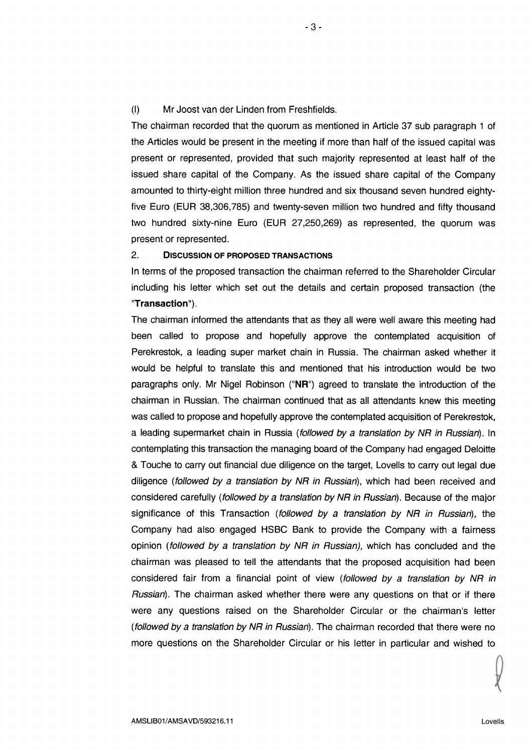(l) Mr Joost van der Linden from Freshfields.

The chairman recorded that the quorum as mentioned in Article 37 sub paragraph 1 of the Articles would be present in the meeting if more than half of the issued capital was present or represented, provided that such majority represented at least half of the issued share capital of the Company. As the issued share capital of the Company amounted to thirty-eight million three hundred and six thousand seven hundred eighty-five Euro (EUR 38,306,785) and twenty-seven million two hundred and fifty thousand two hundred sixty-nine Euro (EUR 27,250,269) as represented, the quorum was present or represented.

2. **DISCUSSION OF PROPOSED TRANSACTIONS**

In terms of the proposed transaction the chairman referred to the Shareholder Circular including his letter which set out the details and certain proposed transaction (the "**Transaction**").

The chairman informed the attendants that as they all were well aware this meeting had been called to propose and hopefully approve the contemplated acquisition of Perekrestok, a leading super market chain in Russia. The chairman asked whether it would be helpful to translate this and mentioned that his introduction would be two paragraphs only. Mr Nigel Robinson ("**NR**") agreed to translate the introduction of the chairman in Russian. The chairman continued that as all attendants knew this meeting was called to propose and hopefully approve the contemplated acquisition of Perekrestok, a leading supermarket chain in Russia (*followed by a translation by NR in Russian*). In contemplating this transaction the managing board of the Company had engaged Deloitte & Touche to carry out financial due diligence on the target, Lovells to carry out legal due diligence (*followed by a translation by NR in Russian*), which had been received and considered carefully (*followed by a translation by NR in Russian*). Because of the major significance of this Transaction (*followed by a translation by NR in Russian*), the Company had also engaged HSBC Bank to provide the Company with a fairness opinion (*followed by a translation by NR in Russian),* which has concluded and the chairman was pleased to tell the attendants that the proposed acquisition had been considered fair from a financial point of view (*followed by a translation by NR in Russian*). The chairman asked whether there were any questions on that or if there were any questions raised on the Shareholder Circular or the chairman's letter (*followed by a translation by NR in Russian*). The chairman recorded that there were no more questions on the Shareholder Circular or his letter in particular and wished to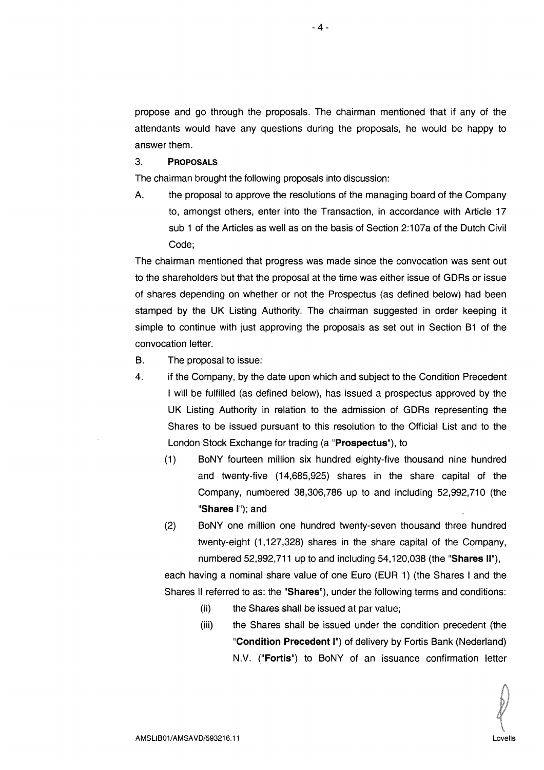propose and go through the proposals. The chairman mentioned that if any of the attendants would have any questions during the proposals, he would be happy to answer them.

3. **PROPOSALS**

The chairman brought the following proposals into discussion:

A. the proposal to approve the resolutions of the managing board of the Company to, amongst others, enter into the Transaction, in accordance with Article 17 sub 1 of the Articles as well as on the basis of Section 2:107a of the Dutch Civil Code;

The chairman mentioned that progress was made since the convocation was sent out to the shareholders but that the proposal at the time was either issue of GDRs or issue of shares depending on whether or not the Prospectus (as defined below) had been stamped by the UK Listing Authority. The chairman suggested in order keeping it simple to continue with just approving the proposals as set out in Section B1 of the convocation letter.

B. The proposal to issue:

4. if the Company, by the date upon which and subject to the Condition Precedent I will be fulfilled (as defined below), has issued a prospectus approved by the UK Listing Authority in relation to the admission of GDRs representing the Shares to be issued pursuant to this resolution to the Official List and to the London Stock Exchange for trading (a "**Prospectus**"), to

   (1) BoNY fourteen million six hundred eighty-five thousand nine hundred and twenty-five (14,685,925) shares in the share capital of the Company, numbered 38,306,786 up to and including 52,992,710 (the "**Shares I**"); and

   (2) BoNY one million one hundred twenty-seven thousand three hundred twenty-eight (1,127,328) shares in the share capital of the Company, numbered 52,992,711 up to and including 54,120,038 (the "**Shares II**"),

   each having a nominal share value of one Euro (EUR 1) (the Shares I and the Shares II referred to as: the "**Shares**"), under the following terms and conditions:

   (ii) the Shares shall be issued at par value;

   (iii) the Shares shall be issued under the condition precedent (the "**Condition Precedent I**") of delivery by Fortis Bank (Nederland) N.V. ("**Fortis**") to BoNY of an issuance confirmation letter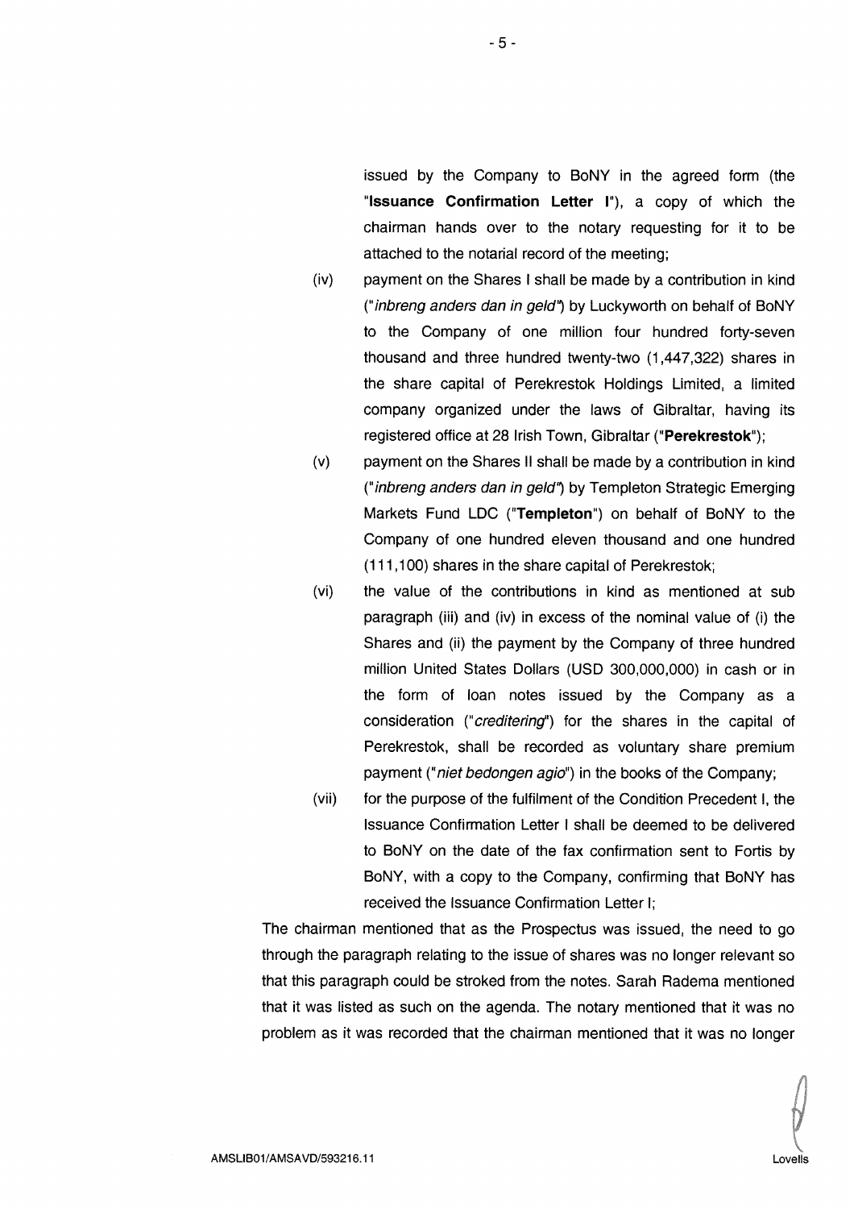issued by the Company to BoNY in the agreed form (the "**Issuance Confirmation Letter I**"), a copy of which the chairman hands over to the notary requesting for it to be attached to the notarial record of the meeting;

(iv) payment on the Shares I shall be made by a contribution in kind ("*inbreng anders dan in geld*") by Luckyworth on behalf of BoNY to the Company of one million four hundred forty-seven thousand and three hundred twenty-two (1,447,322) shares in the share capital of Perekrestok Holdings Limited, a limited company organized under the laws of Gibraltar, having its registered office at 28 Irish Town, Gibraltar ("**Perekrestok**");

(v) payment on the Shares II shall be made by a contribution in kind ("*inbreng anders dan in geld*") by Templeton Strategic Emerging Markets Fund LDC ("**Templeton**") on behalf of BoNY to the Company of one hundred eleven thousand and one hundred (111,100) shares in the share capital of Perekrestok;

(vi) the value of the contributions in kind as mentioned at sub paragraph (iii) and (iv) in excess of the nominal value of (i) the Shares and (ii) the payment by the Company of three hundred million United States Dollars (USD 300,000,000) in cash or in the form of loan notes issued by the Company as a consideration ("*creditering*") for the shares in the capital of Perekrestok, shall be recorded as voluntary share premium payment ("*niet bedongen agio*") in the books of the Company;

(vii) for the purpose of the fulfilment of the Condition Precedent I, the Issuance Confirmation Letter I shall be deemed to be delivered to BoNY on the date of the fax confirmation sent to Fortis by BoNY, with a copy to the Company, confirming that BoNY has received the Issuance Confirmation Letter I;

The chairman mentioned that as the Prospectus was issued, the need to go through the paragraph relating to the issue of shares was no longer relevant so that this paragraph could be stroked from the notes. Sarah Radema mentioned that it was listed as such on the agenda. The notary mentioned that it was no problem as it was recorded that the chairman mentioned that it was no longer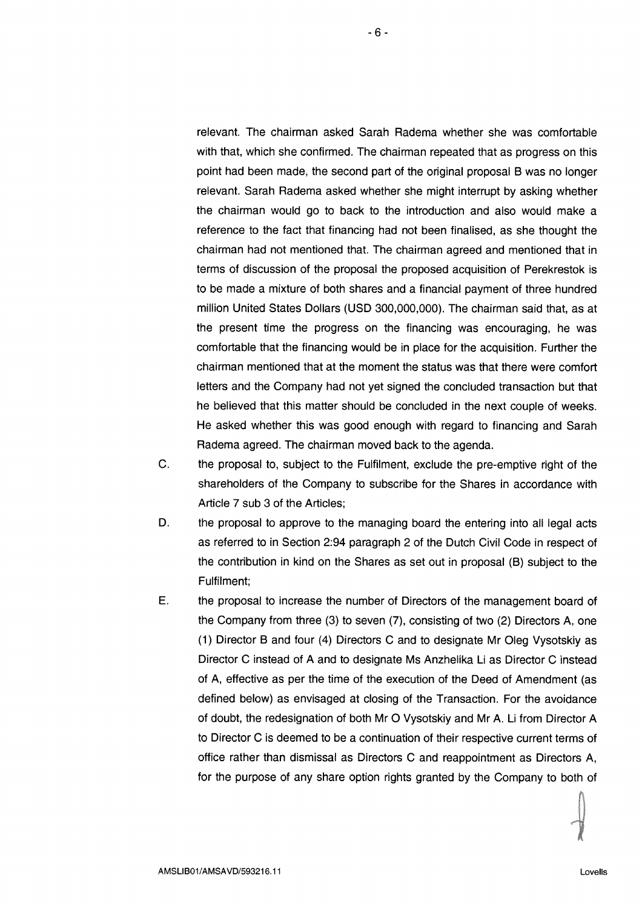relevant. The chairman asked Sarah Radema whether she was comfortable with that, which she confirmed. The chairman repeated that as progress on this point had been made, the second part of the original proposal B was no longer relevant. Sarah Radema asked whether she might interrupt by asking whether the chairman would go to back to the introduction and also would make a reference to the fact that financing had not been finalised, as she thought the chairman had not mentioned that. The chairman agreed and mentioned that in terms of discussion of the proposal the proposed acquisition of Perekrestok is to be made a mixture of both shares and a financial payment of three hundred million United States Dollars (USD 300,000,000). The chairman said that, as at the present time the progress on the financing was encouraging, he was comfortable that the financing would be in place for the acquisition. Further the chairman mentioned that at the moment the status was that there were comfort letters and the Company had not yet signed the concluded transaction but that he believed that this matter should be concluded in the next couple of weeks. He asked whether this was good enough with regard to financing and Sarah Radema agreed. The chairman moved back to the agenda.

C. the proposal to, subject to the Fulfilment, exclude the pre-emptive right of the shareholders of the Company to subscribe for the Shares in accordance with Article 7 sub 3 of the Articles;

D. the proposal to approve to the managing board the entering into all legal acts as referred to in Section 2:94 paragraph 2 of the Dutch Civil Code in respect of the contribution in kind on the Shares as set out in proposal (B) subject to the Fulfilment;

E. the proposal to increase the number of Directors of the management board of the Company from three (3) to seven (7), consisting of two (2) Directors A, one (1) Director B and four (4) Directors C and to designate Mr Oleg Vysotskiy as Director C instead of A and to designate Ms Anzhelika Li as Director C instead of A, effective as per the time of the execution of the Deed of Amendment (as defined below) as envisaged at closing of the Transaction. For the avoidance of doubt, the redesignation of both Mr O Vysotskiy and Mr A. Li from Director A to Director C is deemed to be a continuation of their respective current terms of office rather than dismissal as Directors C and reappointment as Directors A, for the purpose of any share option rights granted by the Company to both of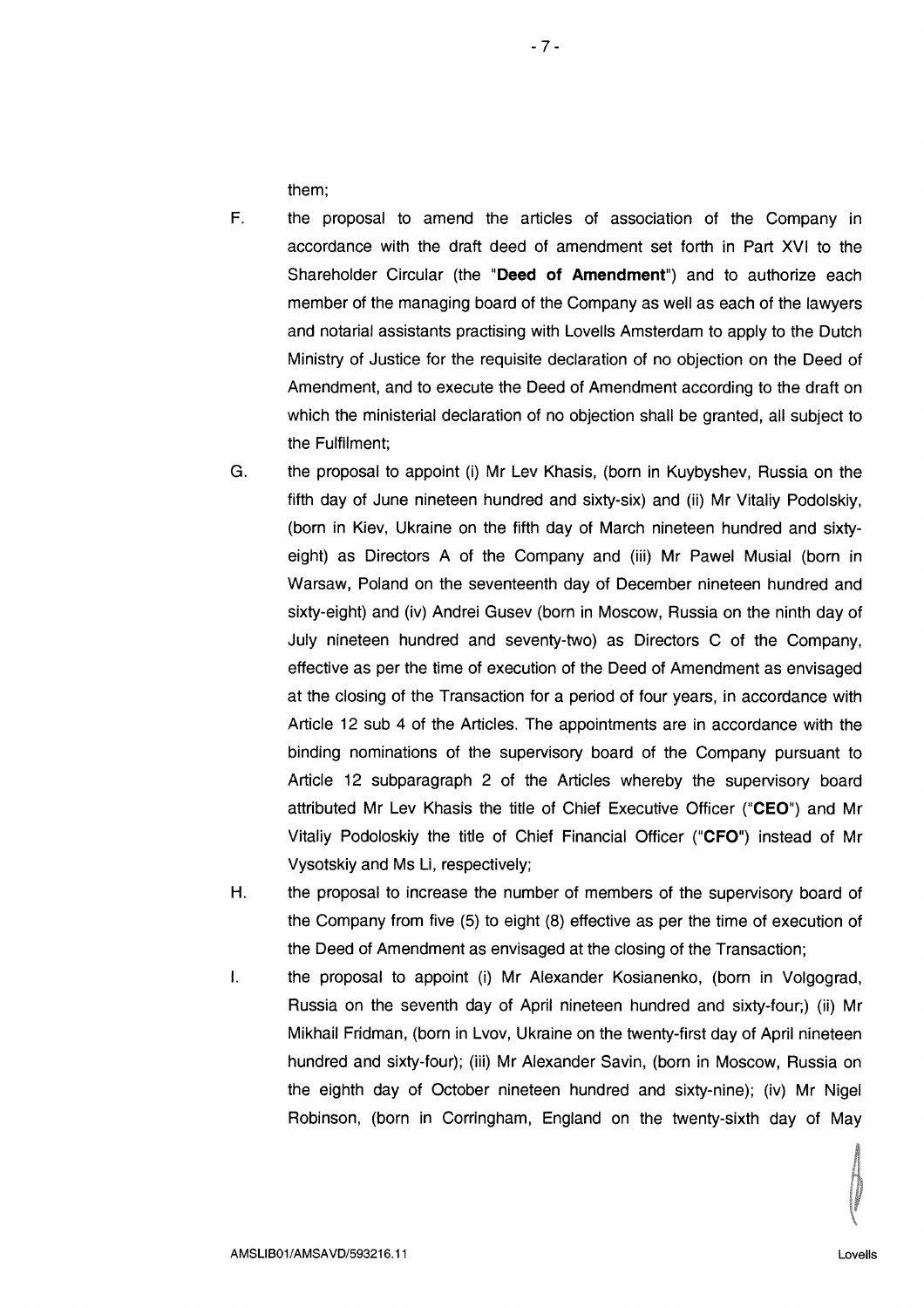them;

F. the proposal to amend the articles of association of the Company in accordance with the draft deed of amendment set forth in Part XVI to the Shareholder Circular (the "**Deed of Amendment**") and to authorize each member of the managing board of the Company as well as each of the lawyers and notarial assistants practising with Lovells Amsterdam to apply to the Dutch Ministry of Justice for the requisite declaration of no objection on the Deed of Amendment, and to execute the Deed of Amendment according to the draft on which the ministerial declaration of no objection shall be granted, all subject to the Fulfilment;

G. the proposal to appoint (i) Mr Lev Khasis, (born in Kuybyshev, Russia on the fifth day of June nineteen hundred and sixty-six) and (ii) Mr Vitaliy Podolskiy, (born in Kiev, Ukraine on the fifth day of March nineteen hundred and sixty-eight) as Directors A of the Company and (iii) Mr Pawel Musial (born in Warsaw, Poland on the seventeenth day of December nineteen hundred and sixty-eight) and (iv) Andrei Gusev (born in Moscow, Russia on the ninth day of July nineteen hundred and seventy-two) as Directors C of the Company, effective as per the time of execution of the Deed of Amendment as envisaged at the closing of the Transaction for a period of four years, in accordance with Article 12 sub 4 of the Articles. The appointments are in accordance with the binding nominations of the supervisory board of the Company pursuant to Article 12 subparagraph 2 of the Articles whereby the supervisory board attributed Mr Lev Khasis the title of Chief Executive Officer ("**CEO**") and Mr Vitaliy Podoloskiy the title of Chief Financial Officer ("**CFO**") instead of Mr Vysotskiy and Ms Li, respectively;

H. the proposal to increase the number of members of the supervisory board of the Company from five (5) to eight (8) effective as per the time of execution of the Deed of Amendment as envisaged at the closing of the Transaction;

I. the proposal to appoint (i) Mr Alexander Kosianenko, (born in Volgograd, Russia on the seventh day of April nineteen hundred and sixty-four;) (ii) Mr Mikhail Fridman, (born in Lvov, Ukraine on the twenty-first day of April nineteen hundred and sixty-four); (iii) Mr Alexander Savin, (born in Moscow, Russia on the eighth day of October nineteen hundred and sixty-nine); (iv) Mr Nigel Robinson, (born in Corringham, England on the twenty-sixth day of May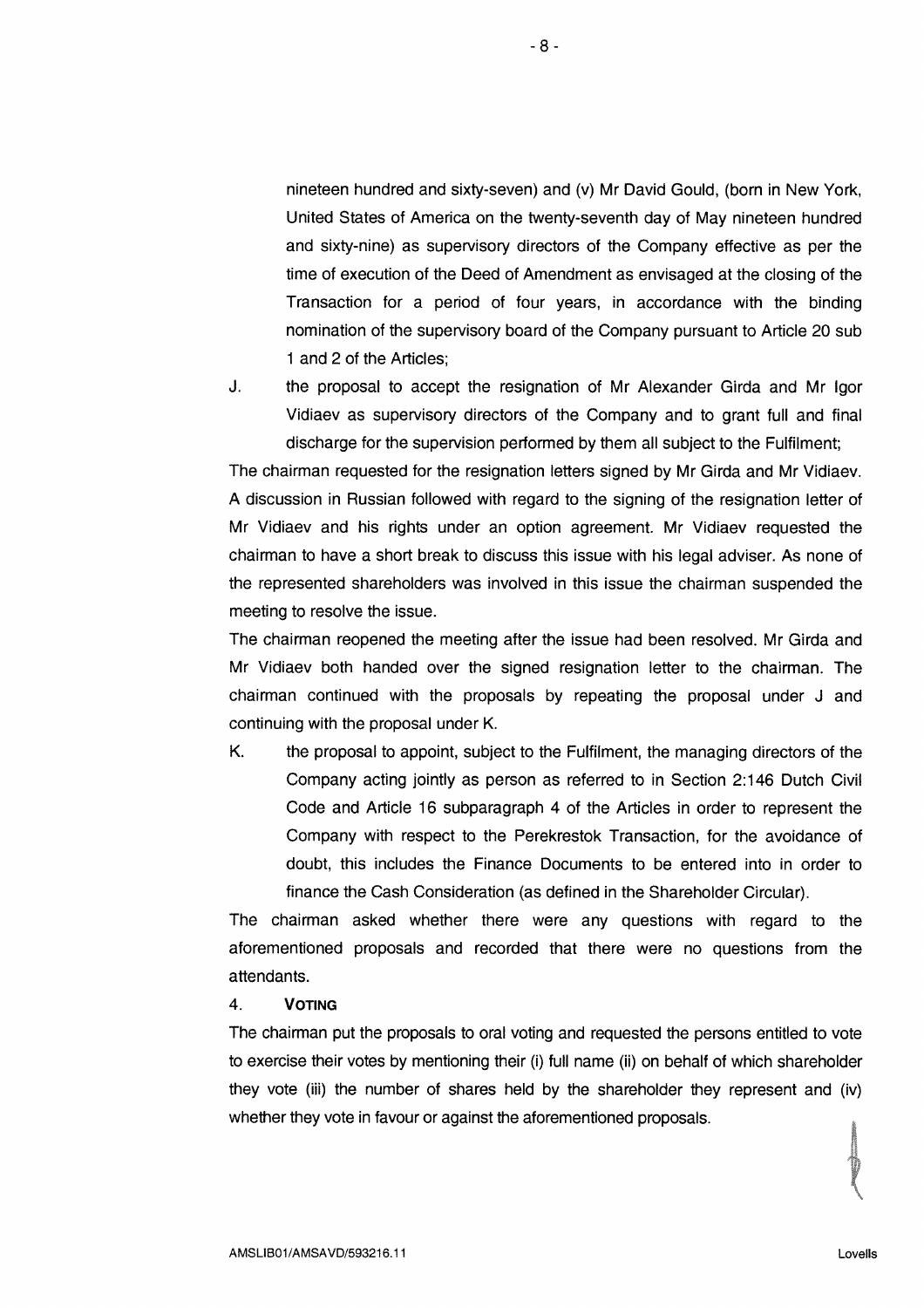nineteen hundred and sixty-seven) and (v) Mr David Gould, (born in New York, United States of America on the twenty-seventh day of May nineteen hundred and sixty-nine) as supervisory directors of the Company effective as per the time of execution of the Deed of Amendment as envisaged at the closing of the Transaction for a period of four years, in accordance with the binding nomination of the supervisory board of the Company pursuant to Article 20 sub 1 and 2 of the Articles;

J. the proposal to accept the resignation of Mr Alexander Girda and Mr Igor Vidiaev as supervisory directors of the Company and to grant full and final discharge for the supervision performed by them all subject to the Fulfilment;

The chairman requested for the resignation letters signed by Mr Girda and Mr Vidiaev. A discussion in Russian followed with regard to the signing of the resignation letter of Mr Vidiaev and his rights under an option agreement. Mr Vidiaev requested the chairman to have a short break to discuss this issue with his legal adviser. As none of the represented shareholders was involved in this issue the chairman suspended the meeting to resolve the issue.

The chairman reopened the meeting after the issue had been resolved. Mr Girda and Mr Vidiaev both handed over the signed resignation letter to the chairman. The chairman continued with the proposals by repeating the proposal under J and continuing with the proposal under K.

K. the proposal to appoint, subject to the Fulfilment, the managing directors of the Company acting jointly as person as referred to in Section 2:146 Dutch Civil Code and Article 16 subparagraph 4 of the Articles in order to represent the Company with respect to the Perekrestok Transaction, for the avoidance of doubt, this includes the Finance Documents to be entered into in order to finance the Cash Consideration (as defined in the Shareholder Circular).

The chairman asked whether there were any questions with regard to the aforementioned proposals and recorded that there were no questions from the attendants.

## 4. VOTING

The chairman put the proposals to oral voting and requested the persons entitled to vote to exercise their votes by mentioning their (i) full name (ii) on behalf of which shareholder they vote (iii) the number of shares held by the shareholder they represent and (iv) whether they vote in favour or against the aforementioned proposals.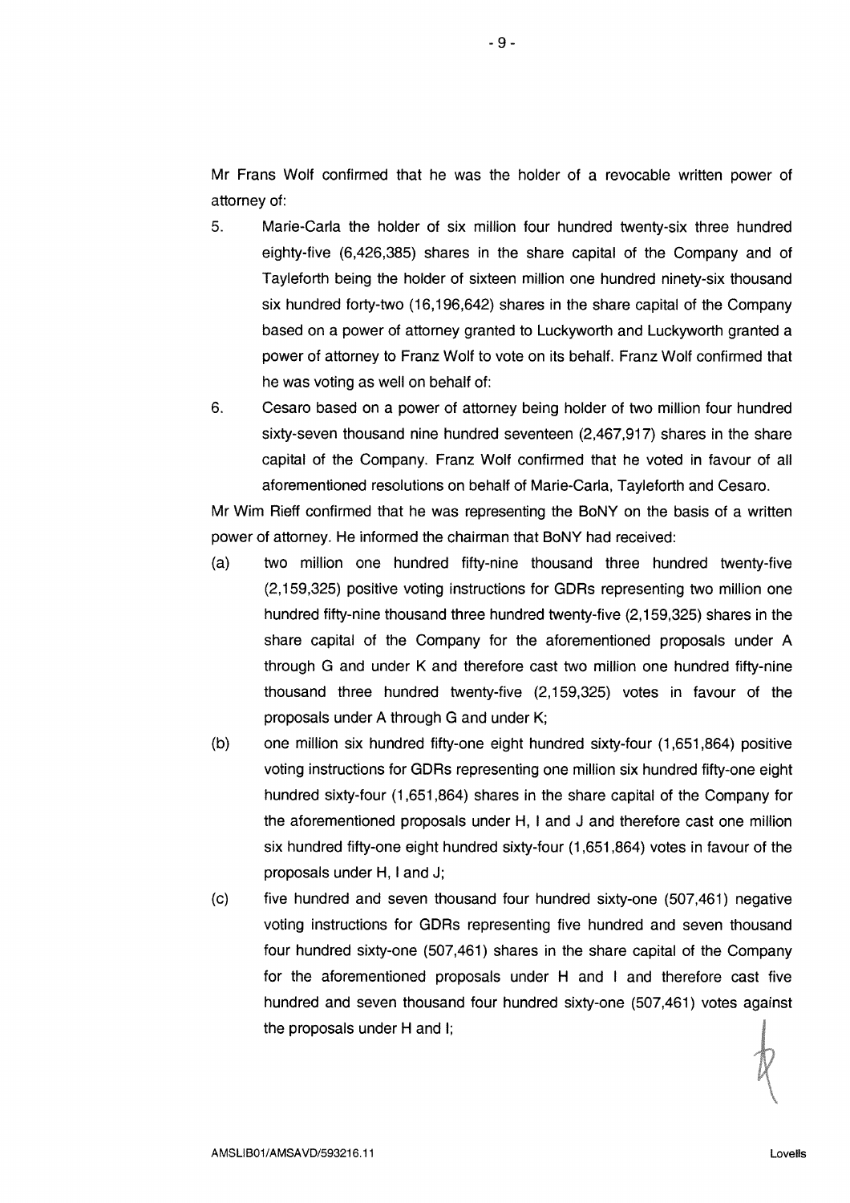Mr Frans Wolf confirmed that he was the holder of a revocable written power of attorney of:

5. Marie-Carla the holder of six million four hundred twenty-six three hundred eighty-five (6,426,385) shares in the share capital of the Company and of Tayleforth being the holder of sixteen million one hundred ninety-six thousand six hundred forty-two (16,196,642) shares in the share capital of the Company based on a power of attorney granted to Luckyworth and Luckyworth granted a power of attorney to Franz Wolf to vote on its behalf. Franz Wolf confirmed that he was voting as well on behalf of:

6. Cesaro based on a power of attorney being holder of two million four hundred sixty-seven thousand nine hundred seventeen (2,467,917) shares in the share capital of the Company. Franz Wolf confirmed that he voted in favour of all aforementioned resolutions on behalf of Marie-Carla, Tayleforth and Cesaro.

Mr Wim Rieff confirmed that he was representing the BoNY on the basis of a written power of attorney. He informed the chairman that BoNY had received:

(a) two million one hundred fifty-nine thousand three hundred twenty-five (2,159,325) positive voting instructions for GDRs representing two million one hundred fifty-nine thousand three hundred twenty-five (2,159,325) shares in the share capital of the Company for the aforementioned proposals under A through G and under K and therefore cast two million one hundred fifty-nine thousand three hundred twenty-five (2,159,325) votes in favour of the proposals under A through G and under K;

(b) one million six hundred fifty-one eight hundred sixty-four (1,651,864) positive voting instructions for GDRs representing one million six hundred fifty-one eight hundred sixty-four (1,651,864) shares in the share capital of the Company for the aforementioned proposals under H, I and J and therefore cast one million six hundred fifty-one eight hundred sixty-four (1,651,864) votes in favour of the proposals under H, I and J;

(c) five hundred and seven thousand four hundred sixty-one (507,461) negative voting instructions for GDRs representing five hundred and seven thousand four hundred sixty-one (507,461) shares in the share capital of the Company for the aforementioned proposals under H and I and therefore cast five hundred and seven thousand four hundred sixty-one (507,461) votes against the proposals under H and I;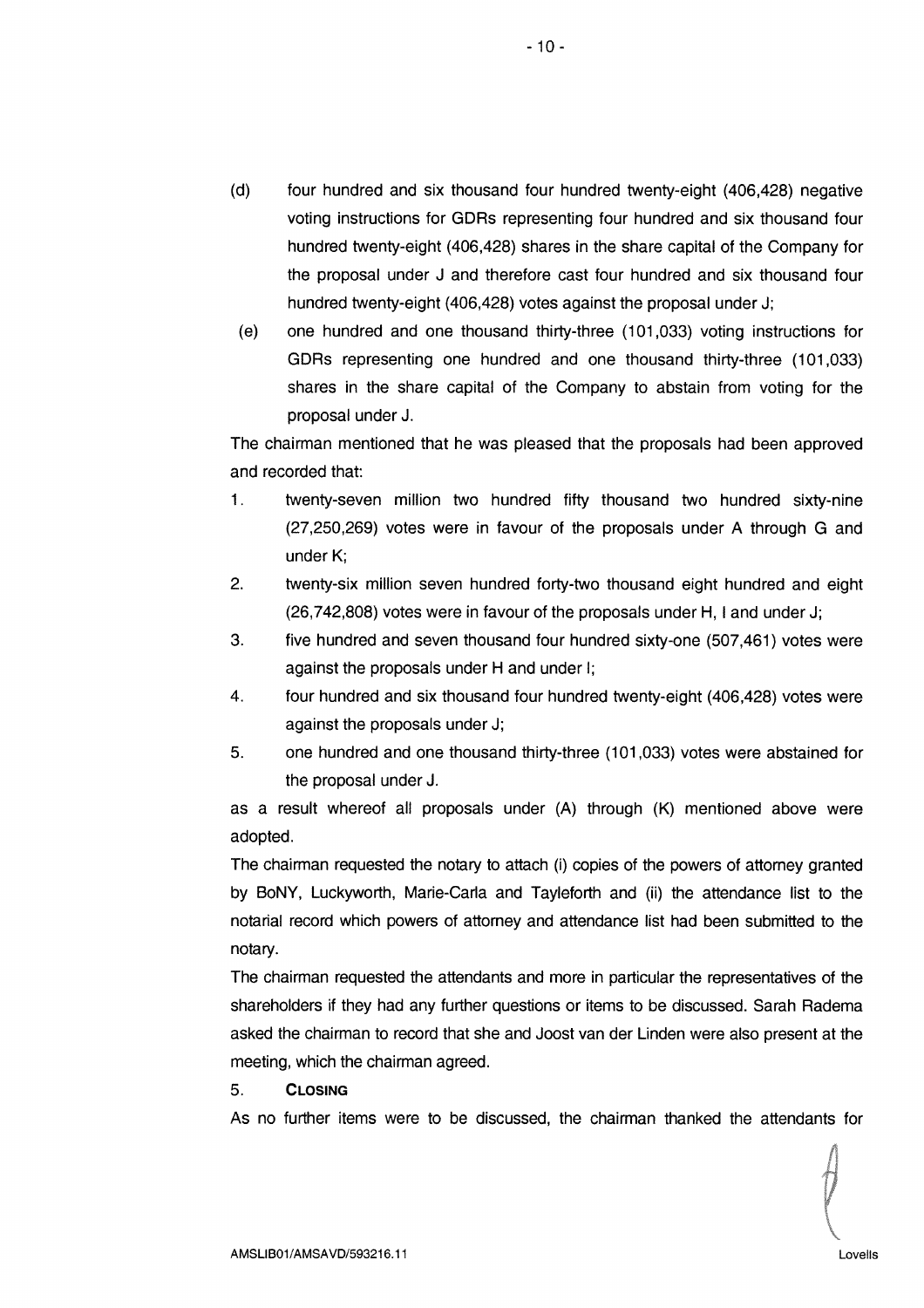(d) four hundred and six thousand four hundred twenty-eight (406,428) negative voting instructions for GDRs representing four hundred and six thousand four hundred twenty-eight (406,428) shares in the share capital of the Company for the proposal under J and therefore cast four hundred and six thousand four hundred twenty-eight (406,428) votes against the proposal under J;

(e) one hundred and one thousand thirty-three (101,033) voting instructions for GDRs representing one hundred and one thousand thirty-three (101,033) shares in the share capital of the Company to abstain from voting for the proposal under J.

The chairman mentioned that he was pleased that the proposals had been approved and recorded that:

1. twenty-seven million two hundred fifty thousand two hundred sixty-nine (27,250,269) votes were in favour of the proposals under A through G and under K;
2. twenty-six million seven hundred forty-two thousand eight hundred and eight (26,742,808) votes were in favour of the proposals under H, I and under J;
3. five hundred and seven thousand four hundred sixty-one (507,461) votes were against the proposals under H and under I;
4. four hundred and six thousand four hundred twenty-eight (406,428) votes were against the proposals under J;
5. one hundred and one thousand thirty-three (101,033) votes were abstained for the proposal under J.

as a result whereof all proposals under (A) through (K) mentioned above were adopted.

The chairman requested the notary to attach (i) copies of the powers of attorney granted by BoNY, Luckyworth, Marie-Carla and Tayleforth and (ii) the attendance list to the notarial record which powers of attorney and attendance list had been submitted to the notary.

The chairman requested the attendants and more in particular the representatives of the shareholders if they had any further questions or items to be discussed. Sarah Radema asked the chairman to record that she and Joost van der Linden were also present at the meeting, which the chairman agreed.

## 5. CLOSING

As no further items were to be discussed, the chairman thanked the attendants for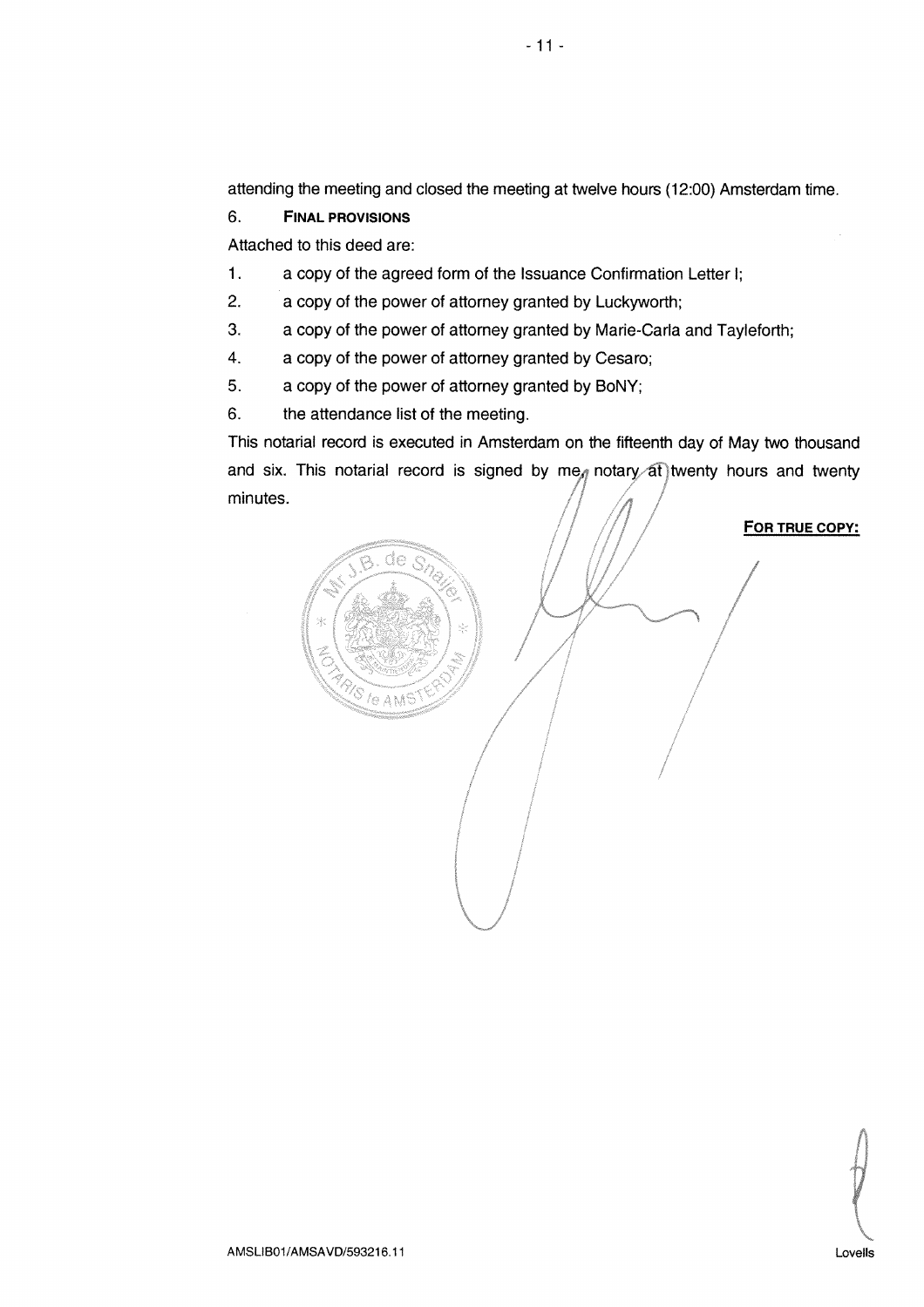attending the meeting and closed the meeting at twelve hours (12:00) Amsterdam time.

## 6. **FINAL PROVISIONS**

Attached to this deed are:

1. a copy of the agreed form of the Issuance Confirmation Letter I;
2. a copy of the power of attorney granted by Luckyworth;
3. a copy of the power of attorney granted by Marie-Carla and Tayleforth;
4. a copy of the power of attorney granted by Cesaro;
5. a copy of the power of attorney granted by BoNY;
6. the attendance list of the meeting.

This notarial record is executed in Amsterdam on the fifteenth day of May two thousand and six. This notarial record is signed by me, notary at twenty hours and twenty minutes.

**FOR TRUE COPY:**

Mr J.B. de Snaijer NOTARIS te AMSTERDAM

AMSLIB01/AMSAVD/593216.11

Lovells